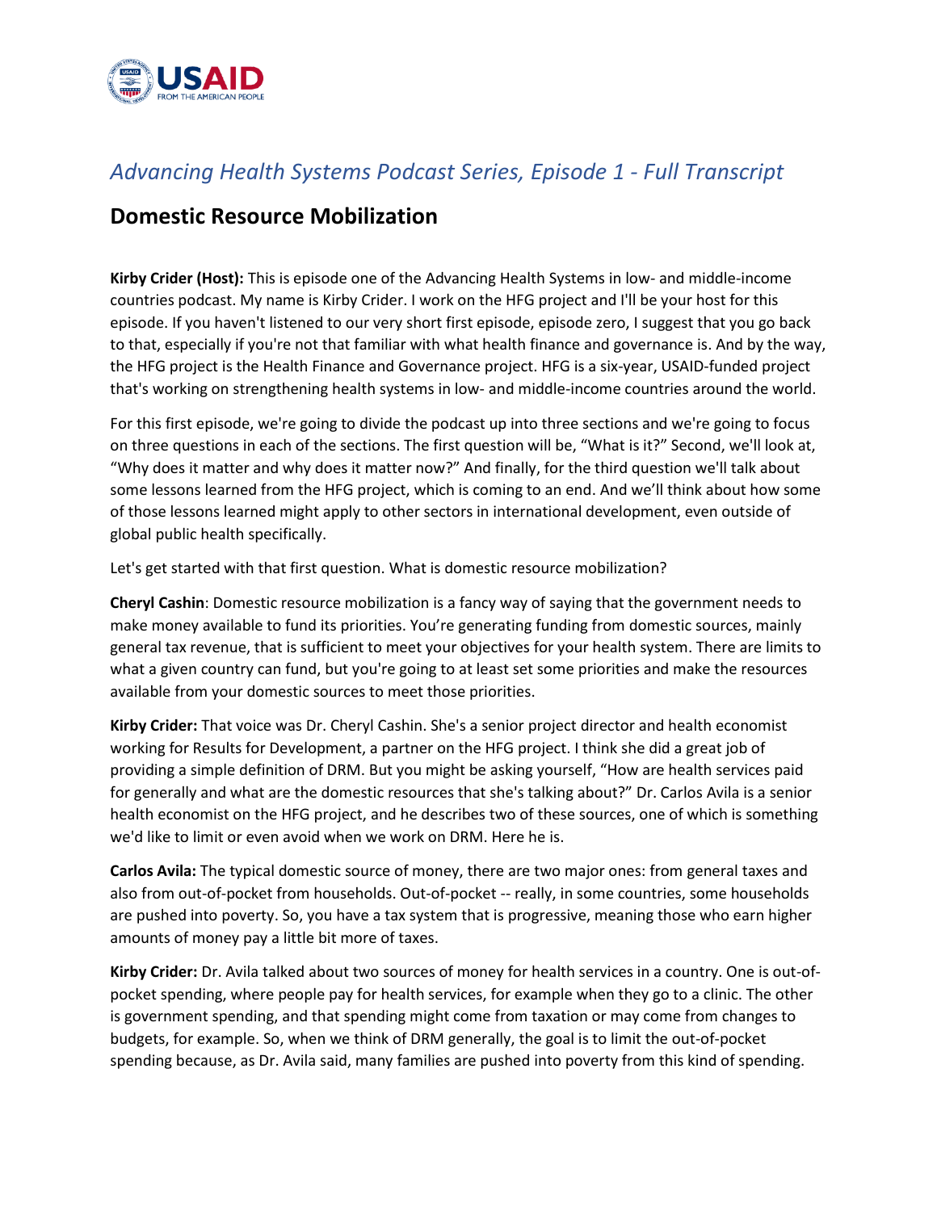# *Advancing Health Systems Podcast Series, Episode 1 - Full Transcript*

## Domestic Resource Mobilization

**Kirby Crider (Host):** This is episode one of the Advancing Health Systems in low- and middle-income countries podcast. My name is Kirby Crider. I work on the HFG project and I'll be your host for this episode. If you haven't listened to our very short first episode, episode zero, I suggest that you go back to that, especially if you're not that familiar with what health finance and governance is. And by the way, the HFG project is the Health Finance and Governance project. HFG is a six-year, USAID-funded project that's working on strengthening health systems in low- and middle-income countries around the world.

For this first episode, we're going to divide the podcast up into three sections and we're going to focus on three questions in each of the sections. The first question will be, "What is it?" Second, we'll look at, "Why does it matter and why does it matter now?" And finally, for the third question we'll talk about some lessons learned from the HFG project, which is coming to an end. And we'll think about how some of those lessons learned might apply to other sectors in international development, even outside of global public health specifically.

Let's get started with that first question. What is domestic resource mobilization?

**Cheryl Cashin**: Domestic resource mobilization is a fancy way of saying that the government needs to make money available to fund its priorities. You're generating funding from domestic sources, mainly general tax revenue, that is sufficient to meet your objectives for your health system. There are limits to what a given country can fund, but you're going to at least set some priorities and make the resources available from your domestic sources to meet those priorities.

**Kirby Crider:** That voice was Dr. Cheryl Cashin. She's a senior project director and health economist working for Results for Development, a partner on the HFG project. I think she did a great job of providing a simple definition of DRM. But you might be asking yourself, "How are health services paid for generally and what are the domestic resources that she's talking about?" Dr. Carlos Avila is a senior health economist on the HFG project, and he describes two of these sources, one of which is something we'd like to limit or even avoid when we work on DRM. Here he is.

**Carlos Avila:** The typical domestic source of money, there are two major ones: from general taxes and also from out-of-pocket from households. Out-of-pocket -- really, in some countries, some households are pushed into poverty. So, you have a tax system that is progressive, meaning those who earn higher amounts of money pay a little bit more of taxes.

**Kirby Crider:** Dr. Avila talked about two sources of money for health services in a country. One is out-of-pocket spending, where people pay for health services, for example when they go to a clinic. The other is government spending, and that spending might come from taxation or may come from changes to budgets, for example. So, when we think of DRM generally, the goal is to limit the out-of-pocket spending because, as Dr. Avila said, many families are pushed into poverty from this kind of spending.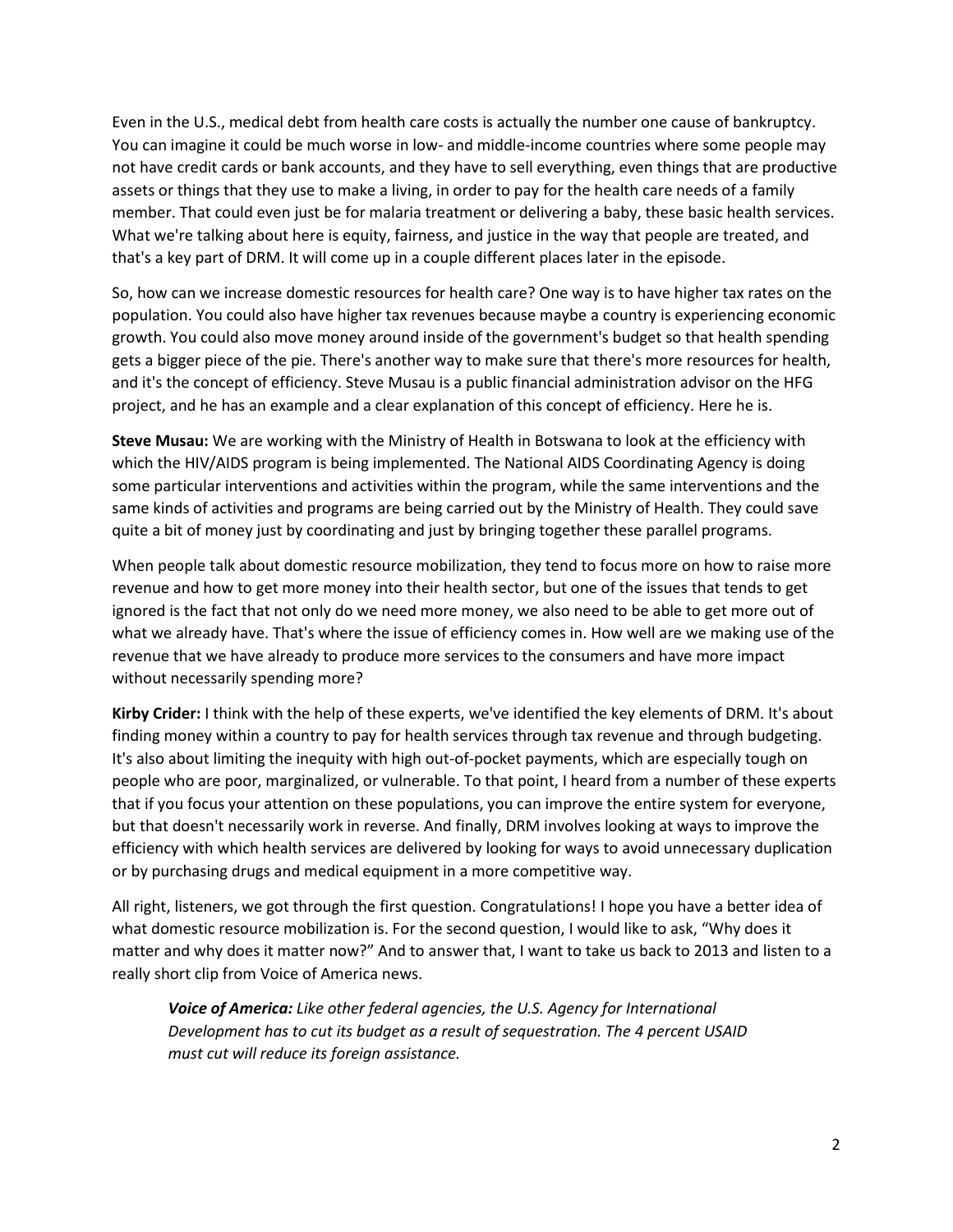Even in the U.S., medical debt from health care costs is actually the number one cause of bankruptcy. You can imagine it could be much worse in low- and middle-income countries where some people may not have credit cards or bank accounts, and they have to sell everything, even things that are productive assets or things that they use to make a living, in order to pay for the health care needs of a family member. That could even just be for malaria treatment or delivering a baby, these basic health services. What we're talking about here is equity, fairness, and justice in the way that people are treated, and that's a key part of DRM. It will come up in a couple different places later in the episode.

So, how can we increase domestic resources for health care? One way is to have higher tax rates on the population. You could also have higher tax revenues because maybe a country is experiencing economic growth. You could also move money around inside of the government's budget so that health spending gets a bigger piece of the pie. There's another way to make sure that there's more resources for health, and it's the concept of efficiency. Steve Musau is a public financial administration advisor on the HFG project, and he has an example and a clear explanation of this concept of efficiency. Here he is.

**Steve Musau:** We are working with the Ministry of Health in Botswana to look at the efficiency with which the HIV/AIDS program is being implemented. The National AIDS Coordinating Agency is doing some particular interventions and activities within the program, while the same interventions and the same kinds of activities and programs are being carried out by the Ministry of Health. They could save quite a bit of money just by coordinating and just by bringing together these parallel programs.

When people talk about domestic resource mobilization, they tend to focus more on how to raise more revenue and how to get more money into their health sector, but one of the issues that tends to get ignored is the fact that not only do we need more money, we also need to be able to get more out of what we already have. That's where the issue of efficiency comes in. How well are we making use of the revenue that we have already to produce more services to the consumers and have more impact without necessarily spending more?

**Kirby Crider:** I think with the help of these experts, we've identified the key elements of DRM. It's about finding money within a country to pay for health services through tax revenue and through budgeting. It's also about limiting the inequity with high out-of-pocket payments, which are especially tough on people who are poor, marginalized, or vulnerable. To that point, I heard from a number of these experts that if you focus your attention on these populations, you can improve the entire system for everyone, but that doesn't necessarily work in reverse. And finally, DRM involves looking at ways to improve the efficiency with which health services are delivered by looking for ways to avoid unnecessary duplication or by purchasing drugs and medical equipment in a more competitive way.

All right, listeners, we got through the first question. Congratulations! I hope you have a better idea of what domestic resource mobilization is. For the second question, I would like to ask, "Why does it matter and why does it matter now?" And to answer that, I want to take us back to 2013 and listen to a really short clip from Voice of America news.

> ***Voice of America:*** *Like other federal agencies, the U.S. Agency for International Development has to cut its budget as a result of sequestration. The 4 percent USAID must cut will reduce its foreign assistance.*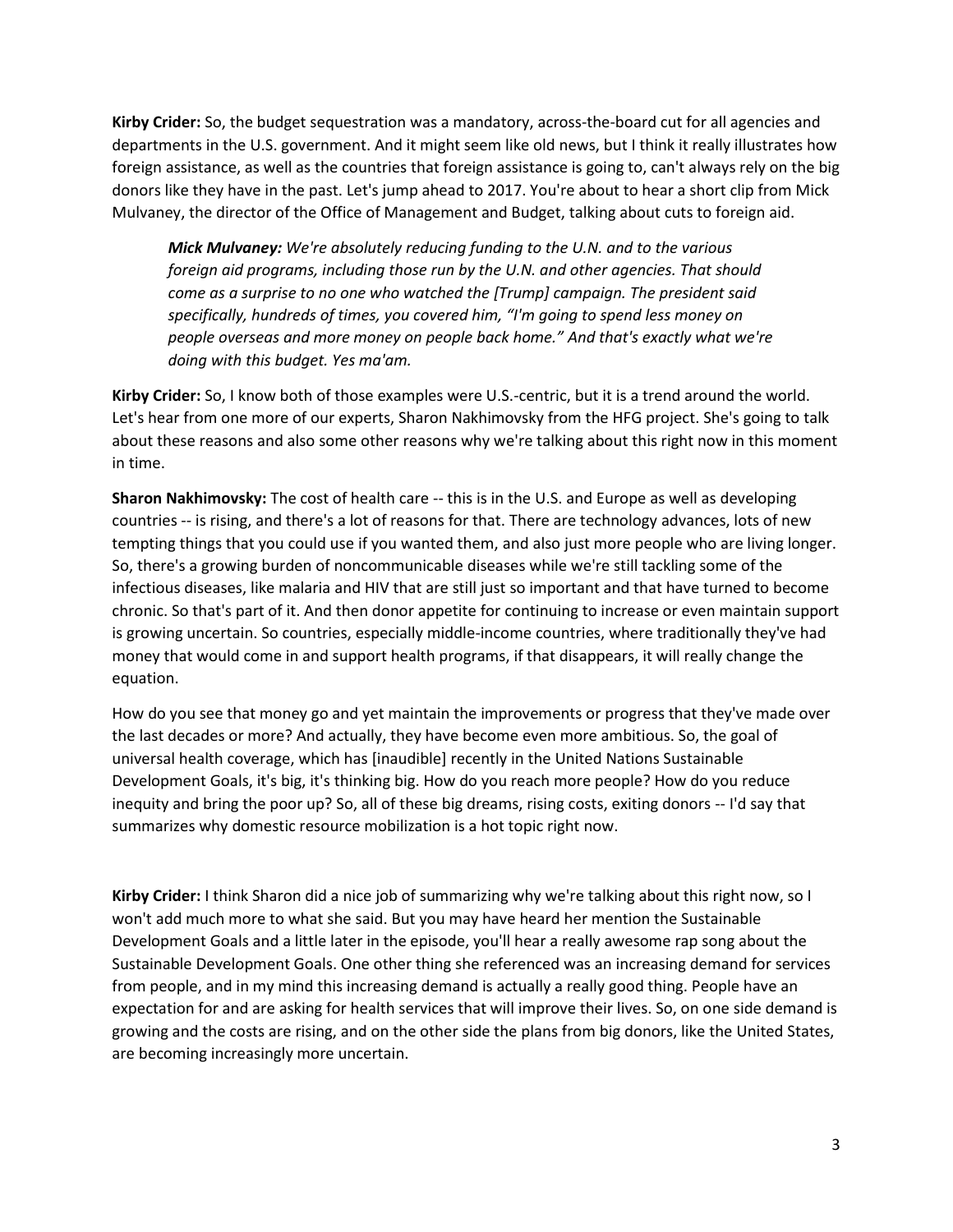**Kirby Crider:** So, the budget sequestration was a mandatory, across-the-board cut for all agencies and departments in the U.S. government. And it might seem like old news, but I think it really illustrates how foreign assistance, as well as the countries that foreign assistance is going to, can't always rely on the big donors like they have in the past. Let's jump ahead to 2017. You're about to hear a short clip from Mick Mulvaney, the director of the Office of Management and Budget, talking about cuts to foreign aid.

> ***Mick Mulvaney:*** *We're absolutely reducing funding to the U.N. and to the various foreign aid programs, including those run by the U.N. and other agencies. That should come as a surprise to no one who watched the [Trump] campaign. The president said specifically, hundreds of times, you covered him, "I'm going to spend less money on people overseas and more money on people back home." And that's exactly what we're doing with this budget. Yes ma'am.*

**Kirby Crider:** So, I know both of those examples were U.S.-centric, but it is a trend around the world. Let's hear from one more of our experts, Sharon Nakhimovsky from the HFG project. She's going to talk about these reasons and also some other reasons why we're talking about this right now in this moment in time.

**Sharon Nakhimovsky:** The cost of health care -- this is in the U.S. and Europe as well as developing countries -- is rising, and there's a lot of reasons for that. There are technology advances, lots of new tempting things that you could use if you wanted them, and also just more people who are living longer. So, there's a growing burden of noncommunicable diseases while we're still tackling some of the infectious diseases, like malaria and HIV that are still just so important and that have turned to become chronic. So that's part of it. And then donor appetite for continuing to increase or even maintain support is growing uncertain. So countries, especially middle-income countries, where traditionally they've had money that would come in and support health programs, if that disappears, it will really change the equation.

How do you see that money go and yet maintain the improvements or progress that they've made over the last decades or more? And actually, they have become even more ambitious. So, the goal of universal health coverage, which has [inaudible] recently in the United Nations Sustainable Development Goals, it's big, it's thinking big. How do you reach more people? How do you reduce inequity and bring the poor up? So, all of these big dreams, rising costs, exiting donors -- I'd say that summarizes why domestic resource mobilization is a hot topic right now.

**Kirby Crider:** I think Sharon did a nice job of summarizing why we're talking about this right now, so I won't add much more to what she said. But you may have heard her mention the Sustainable Development Goals and a little later in the episode, you'll hear a really awesome rap song about the Sustainable Development Goals. One other thing she referenced was an increasing demand for services from people, and in my mind this increasing demand is actually a really good thing. People have an expectation for and are asking for health services that will improve their lives. So, on one side demand is growing and the costs are rising, and on the other side the plans from big donors, like the United States, are becoming increasingly more uncertain.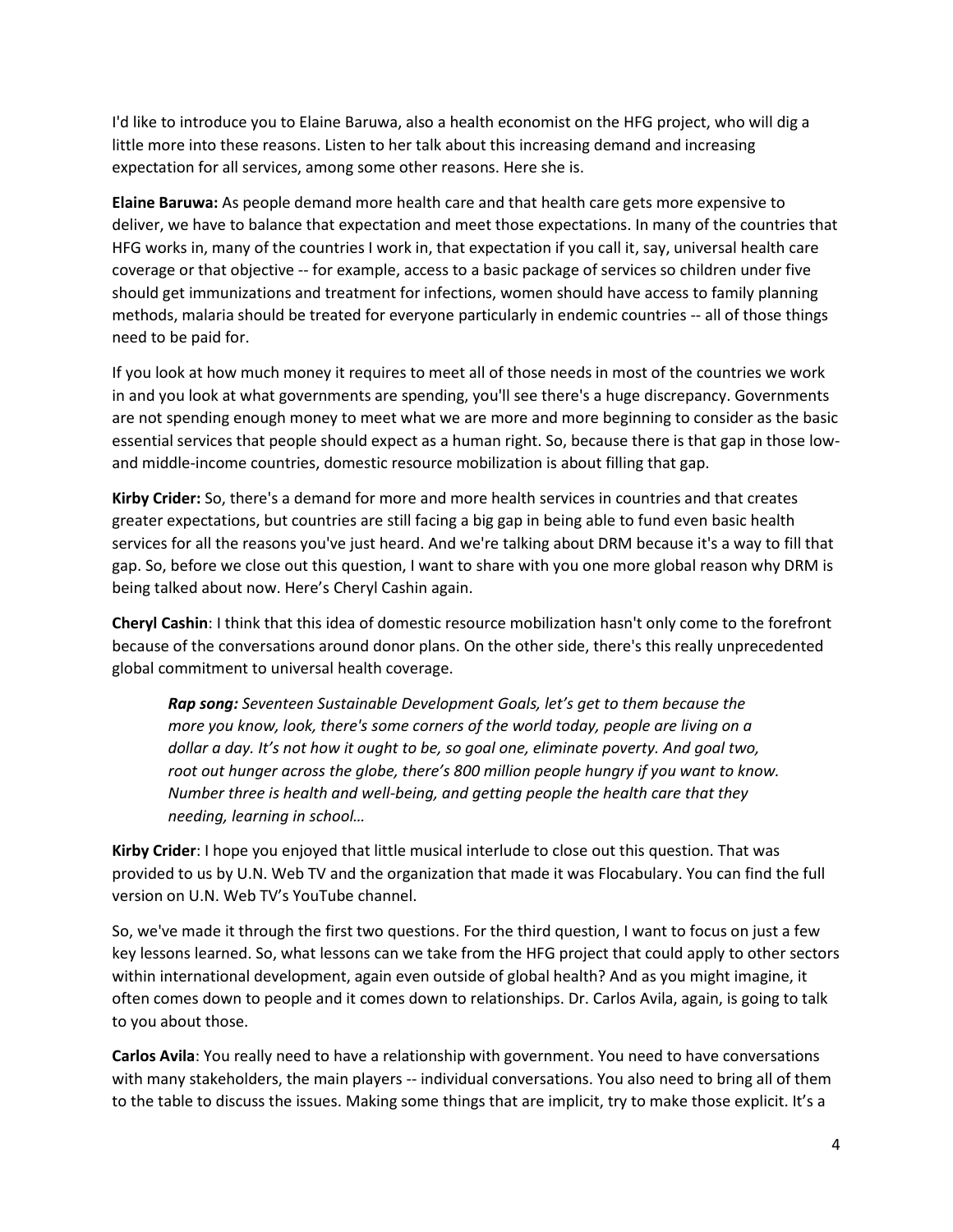I'd like to introduce you to Elaine Baruwa, also a health economist on the HFG project, who will dig a little more into these reasons. Listen to her talk about this increasing demand and increasing expectation for all services, among some other reasons. Here she is.

**Elaine Baruwa:** As people demand more health care and that health care gets more expensive to deliver, we have to balance that expectation and meet those expectations. In many of the countries that HFG works in, many of the countries I work in, that expectation if you call it, say, universal health care coverage or that objective -- for example, access to a basic package of services so children under five should get immunizations and treatment for infections, women should have access to family planning methods, malaria should be treated for everyone particularly in endemic countries -- all of those things need to be paid for.

If you look at how much money it requires to meet all of those needs in most of the countries we work in and you look at what governments are spending, you'll see there's a huge discrepancy. Governments are not spending enough money to meet what we are more and more beginning to consider as the basic essential services that people should expect as a human right. So, because there is that gap in those low- and middle-income countries, domestic resource mobilization is about filling that gap.

**Kirby Crider:** So, there's a demand for more and more health services in countries and that creates greater expectations, but countries are still facing a big gap in being able to fund even basic health services for all the reasons you've just heard. And we're talking about DRM because it's a way to fill that gap. So, before we close out this question, I want to share with you one more global reason why DRM is being talked about now. Here's Cheryl Cashin again.

**Cheryl Cashin**: I think that this idea of domestic resource mobilization hasn't only come to the forefront because of the conversations around donor plans. On the other side, there's this really unprecedented global commitment to universal health coverage.

> ***Rap song:*** *Seventeen Sustainable Development Goals, let's get to them because the more you know, look, there's some corners of the world today, people are living on a dollar a day. It's not how it ought to be, so goal one, eliminate poverty. And goal two, root out hunger across the globe, there's 800 million people hungry if you want to know. Number three is health and well-being, and getting people the health care that they needing, learning in school…*

**Kirby Crider**: I hope you enjoyed that little musical interlude to close out this question. That was provided to us by U.N. Web TV and the organization that made it was Flocabulary. You can find the full version on U.N. Web TV's YouTube channel.

So, we've made it through the first two questions. For the third question, I want to focus on just a few key lessons learned. So, what lessons can we take from the HFG project that could apply to other sectors within international development, again even outside of global health? And as you might imagine, it often comes down to people and it comes down to relationships. Dr. Carlos Avila, again, is going to talk to you about those.

**Carlos Avila**: You really need to have a relationship with government. You need to have conversations with many stakeholders, the main players -- individual conversations. You also need to bring all of them to the table to discuss the issues. Making some things that are implicit, try to make those explicit. It's a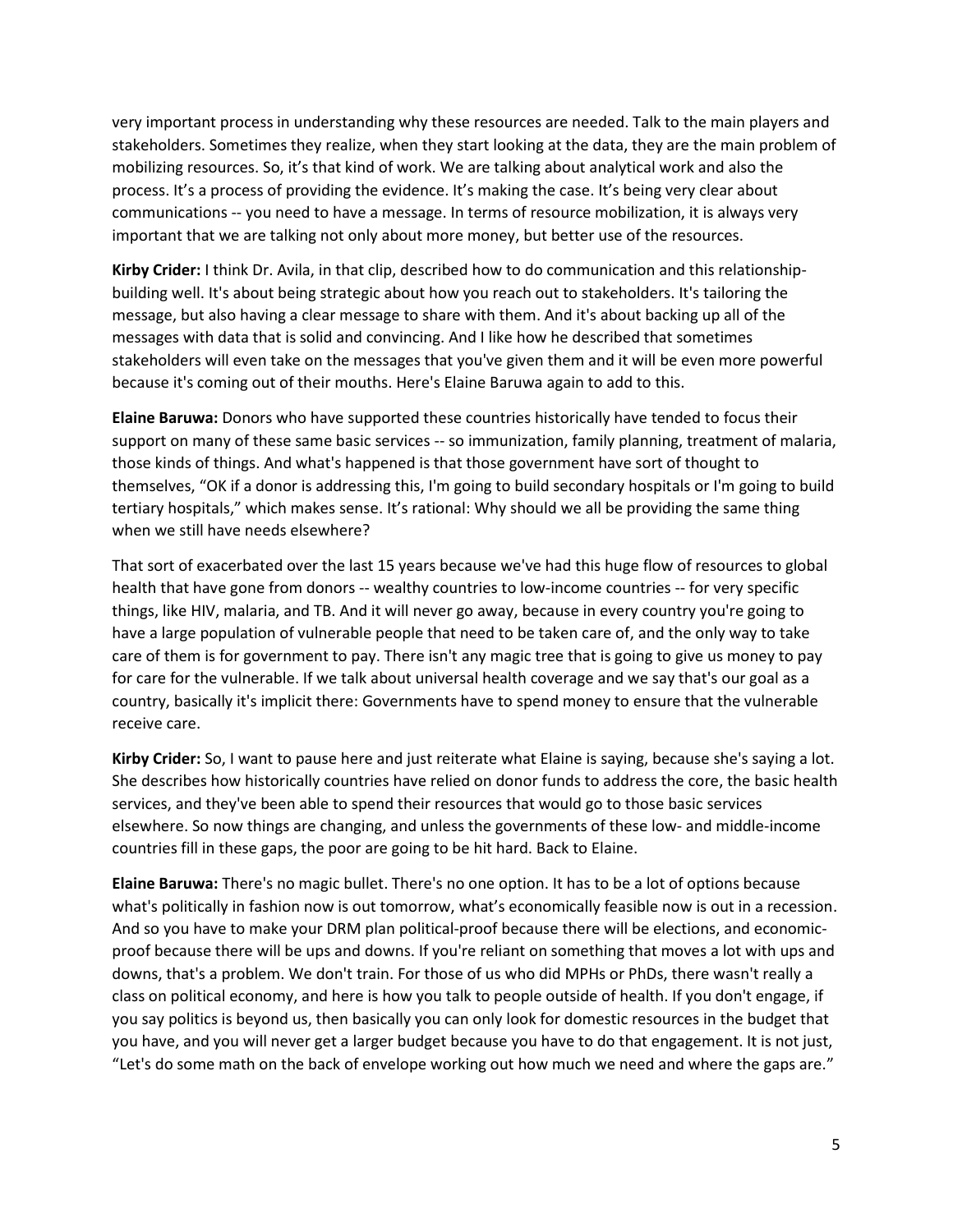very important process in understanding why these resources are needed. Talk to the main players and stakeholders. Sometimes they realize, when they start looking at the data, they are the main problem of mobilizing resources. So, it's that kind of work. We are talking about analytical work and also the process. It's a process of providing the evidence. It's making the case. It's being very clear about communications -- you need to have a message. In terms of resource mobilization, it is always very important that we are talking not only about more money, but better use of the resources.

**Kirby Crider:** I think Dr. Avila, in that clip, described how to do communication and this relationship-building well. It's about being strategic about how you reach out to stakeholders. It's tailoring the message, but also having a clear message to share with them. And it's about backing up all of the messages with data that is solid and convincing. And I like how he described that sometimes stakeholders will even take on the messages that you've given them and it will be even more powerful because it's coming out of their mouths. Here's Elaine Baruwa again to add to this.

**Elaine Baruwa:** Donors who have supported these countries historically have tended to focus their support on many of these same basic services -- so immunization, family planning, treatment of malaria, those kinds of things. And what's happened is that those government have sort of thought to themselves, "OK if a donor is addressing this, I'm going to build secondary hospitals or I'm going to build tertiary hospitals," which makes sense. It's rational: Why should we all be providing the same thing when we still have needs elsewhere?

That sort of exacerbated over the last 15 years because we've had this huge flow of resources to global health that have gone from donors -- wealthy countries to low-income countries -- for very specific things, like HIV, malaria, and TB. And it will never go away, because in every country you're going to have a large population of vulnerable people that need to be taken care of, and the only way to take care of them is for government to pay. There isn't any magic tree that is going to give us money to pay for care for the vulnerable. If we talk about universal health coverage and we say that's our goal as a country, basically it's implicit there: Governments have to spend money to ensure that the vulnerable receive care.

**Kirby Crider:** So, I want to pause here and just reiterate what Elaine is saying, because she's saying a lot. She describes how historically countries have relied on donor funds to address the core, the basic health services, and they've been able to spend their resources that would go to those basic services elsewhere. So now things are changing, and unless the governments of these low- and middle-income countries fill in these gaps, the poor are going to be hit hard. Back to Elaine.

**Elaine Baruwa:** There's no magic bullet. There's no one option. It has to be a lot of options because what's politically in fashion now is out tomorrow, what's economically feasible now is out in a recession. And so you have to make your DRM plan political-proof because there will be elections, and economic-proof because there will be ups and downs. If you're reliant on something that moves a lot with ups and downs, that's a problem. We don't train. For those of us who did MPHs or PhDs, there wasn't really a class on political economy, and here is how you talk to people outside of health. If you don't engage, if you say politics is beyond us, then basically you can only look for domestic resources in the budget that you have, and you will never get a larger budget because you have to do that engagement. It is not just, "Let's do some math on the back of envelope working out how much we need and where the gaps are."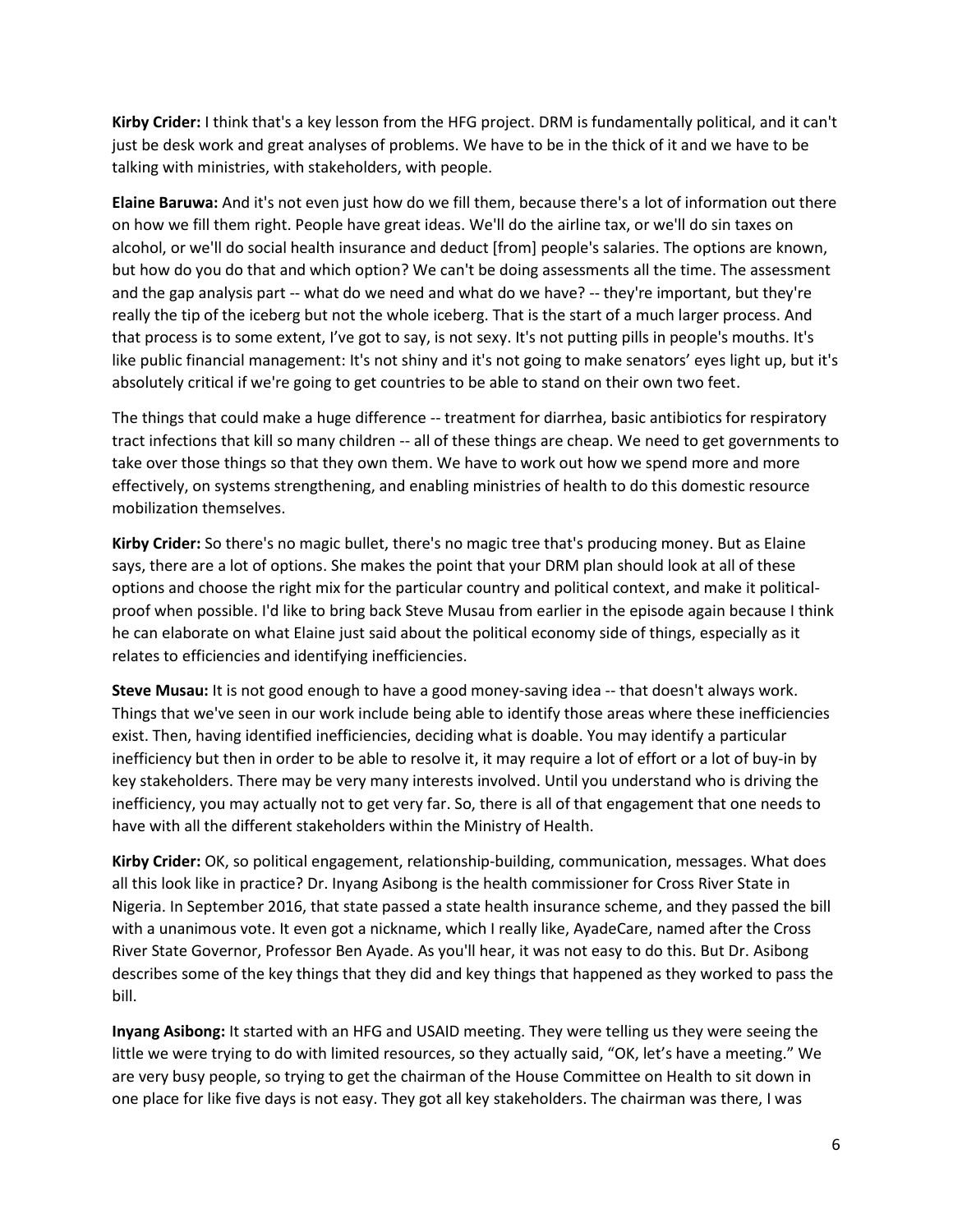**Kirby Crider:** I think that's a key lesson from the HFG project. DRM is fundamentally political, and it can't just be desk work and great analyses of problems. We have to be in the thick of it and we have to be talking with ministries, with stakeholders, with people.

**Elaine Baruwa:** And it's not even just how do we fill them, because there's a lot of information out there on how we fill them right. People have great ideas. We'll do the airline tax, or we'll do sin taxes on alcohol, or we'll do social health insurance and deduct [from] people's salaries. The options are known, but how do you do that and which option? We can't be doing assessments all the time. The assessment and the gap analysis part -- what do we need and what do we have? -- they're important, but they're really the tip of the iceberg but not the whole iceberg. That is the start of a much larger process. And that process is to some extent, I've got to say, is not sexy. It's not putting pills in people's mouths. It's like public financial management: It's not shiny and it's not going to make senators' eyes light up, but it's absolutely critical if we're going to get countries to be able to stand on their own two feet.

The things that could make a huge difference -- treatment for diarrhea, basic antibiotics for respiratory tract infections that kill so many children -- all of these things are cheap. We need to get governments to take over those things so that they own them. We have to work out how we spend more and more effectively, on systems strengthening, and enabling ministries of health to do this domestic resource mobilization themselves.

**Kirby Crider:** So there's no magic bullet, there's no magic tree that's producing money. But as Elaine says, there are a lot of options. She makes the point that your DRM plan should look at all of these options and choose the right mix for the particular country and political context, and make it political-proof when possible. I'd like to bring back Steve Musau from earlier in the episode again because I think he can elaborate on what Elaine just said about the political economy side of things, especially as it relates to efficiencies and identifying inefficiencies.

**Steve Musau:** It is not good enough to have a good money-saving idea -- that doesn't always work. Things that we've seen in our work include being able to identify those areas where these inefficiencies exist. Then, having identified inefficiencies, deciding what is doable. You may identify a particular inefficiency but then in order to be able to resolve it, it may require a lot of effort or a lot of buy-in by key stakeholders. There may be very many interests involved. Until you understand who is driving the inefficiency, you may actually not to get very far. So, there is all of that engagement that one needs to have with all the different stakeholders within the Ministry of Health.

**Kirby Crider:** OK, so political engagement, relationship-building, communication, messages. What does all this look like in practice? Dr. Inyang Asibong is the health commissioner for Cross River State in Nigeria. In September 2016, that state passed a state health insurance scheme, and they passed the bill with a unanimous vote. It even got a nickname, which I really like, AyadeCare, named after the Cross River State Governor, Professor Ben Ayade. As you'll hear, it was not easy to do this. But Dr. Asibong describes some of the key things that they did and key things that happened as they worked to pass the bill.

**Inyang Asibong:** It started with an HFG and USAID meeting. They were telling us they were seeing the little we were trying to do with limited resources, so they actually said, "OK, let's have a meeting." We are very busy people, so trying to get the chairman of the House Committee on Health to sit down in one place for like five days is not easy. They got all key stakeholders. The chairman was there, I was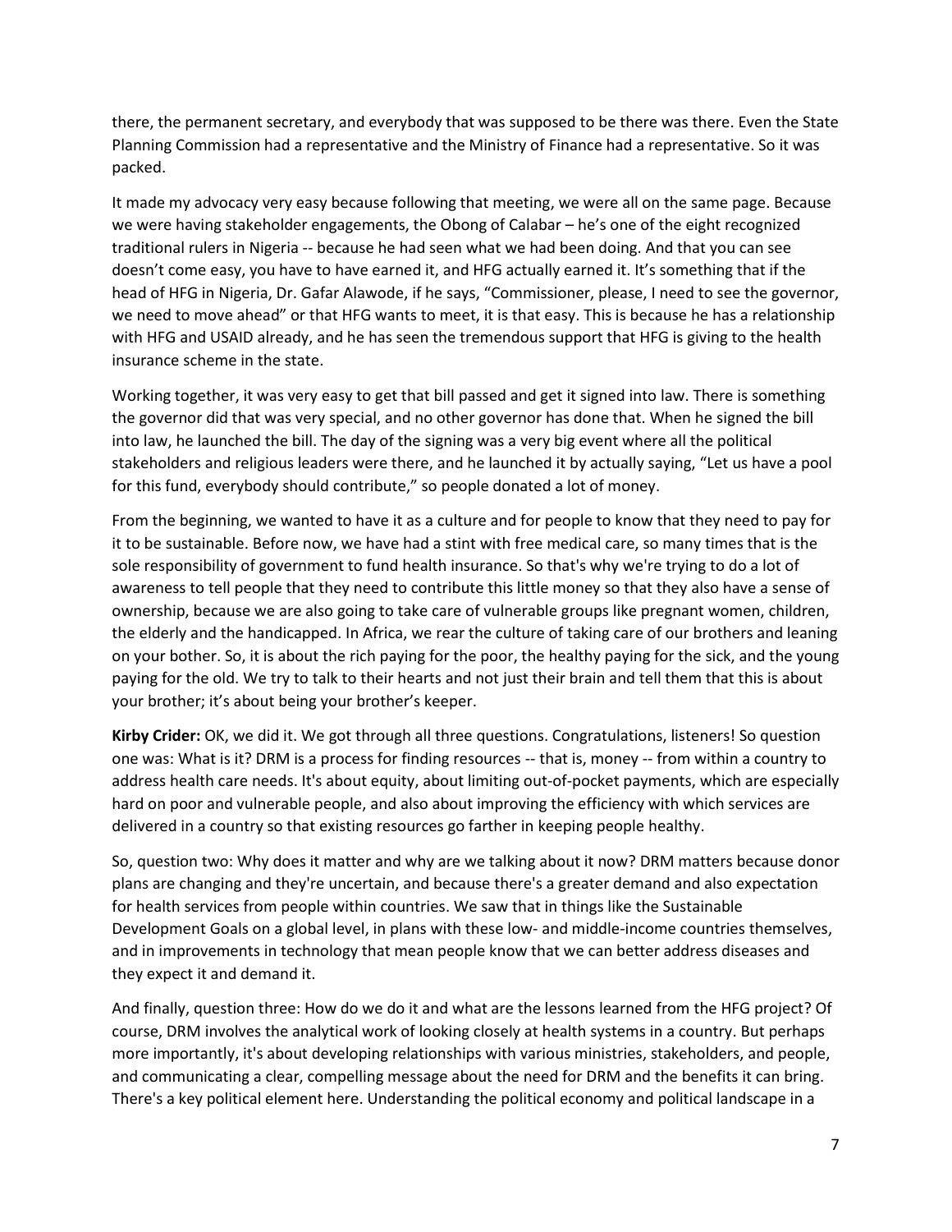there, the permanent secretary, and everybody that was supposed to be there was there. Even the State Planning Commission had a representative and the Ministry of Finance had a representative. So it was packed.

It made my advocacy very easy because following that meeting, we were all on the same page. Because we were having stakeholder engagements, the Obong of Calabar – he's one of the eight recognized traditional rulers in Nigeria -- because he had seen what we had been doing. And that you can see doesn't come easy, you have to have earned it, and HFG actually earned it. It's something that if the head of HFG in Nigeria, Dr. Gafar Alawode, if he says, "Commissioner, please, I need to see the governor, we need to move ahead" or that HFG wants to meet, it is that easy. This is because he has a relationship with HFG and USAID already, and he has seen the tremendous support that HFG is giving to the health insurance scheme in the state.

Working together, it was very easy to get that bill passed and get it signed into law. There is something the governor did that was very special, and no other governor has done that. When he signed the bill into law, he launched the bill. The day of the signing was a very big event where all the political stakeholders and religious leaders were there, and he launched it by actually saying, "Let us have a pool for this fund, everybody should contribute," so people donated a lot of money.

From the beginning, we wanted to have it as a culture and for people to know that they need to pay for it to be sustainable. Before now, we have had a stint with free medical care, so many times that is the sole responsibility of government to fund health insurance. So that's why we're trying to do a lot of awareness to tell people that they need to contribute this little money so that they also have a sense of ownership, because we are also going to take care of vulnerable groups like pregnant women, children, the elderly and the handicapped. In Africa, we rear the culture of taking care of our brothers and leaning on your bother. So, it is about the rich paying for the poor, the healthy paying for the sick, and the young paying for the old. We try to talk to their hearts and not just their brain and tell them that this is about your brother; it's about being your brother's keeper.

**Kirby Crider:** OK, we did it. We got through all three questions. Congratulations, listeners! So question one was: What is it? DRM is a process for finding resources -- that is, money -- from within a country to address health care needs. It's about equity, about limiting out-of-pocket payments, which are especially hard on poor and vulnerable people, and also about improving the efficiency with which services are delivered in a country so that existing resources go farther in keeping people healthy.

So, question two: Why does it matter and why are we talking about it now? DRM matters because donor plans are changing and they're uncertain, and because there's a greater demand and also expectation for health services from people within countries. We saw that in things like the Sustainable Development Goals on a global level, in plans with these low- and middle-income countries themselves, and in improvements in technology that mean people know that we can better address diseases and they expect it and demand it.

And finally, question three: How do we do it and what are the lessons learned from the HFG project? Of course, DRM involves the analytical work of looking closely at health systems in a country. But perhaps more importantly, it's about developing relationships with various ministries, stakeholders, and people, and communicating a clear, compelling message about the need for DRM and the benefits it can bring. There's a key political element here. Understanding the political economy and political landscape in a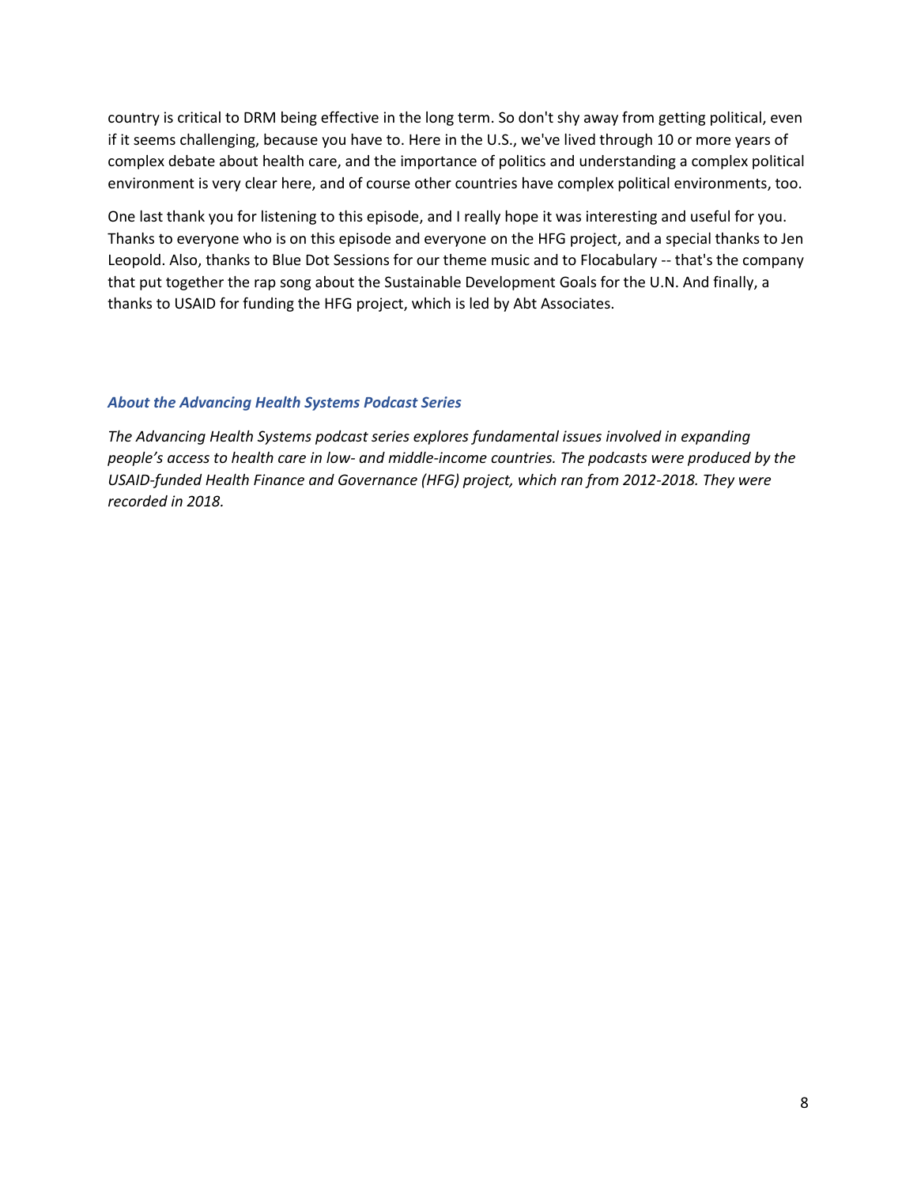country is critical to DRM being effective in the long term. So don't shy away from getting political, even if it seems challenging, because you have to. Here in the U.S., we've lived through 10 or more years of complex debate about health care, and the importance of politics and understanding a complex political environment is very clear here, and of course other countries have complex political environments, too.

One last thank you for listening to this episode, and I really hope it was interesting and useful for you. Thanks to everyone who is on this episode and everyone on the HFG project, and a special thanks to Jen Leopold. Also, thanks to Blue Dot Sessions for our theme music and to Flocabulary -- that's the company that put together the rap song about the Sustainable Development Goals for the U.N. And finally, a thanks to USAID for funding the HFG project, which is led by Abt Associates.

### *About the Advancing Health Systems Podcast Series*

*The Advancing Health Systems podcast series explores fundamental issues involved in expanding people's access to health care in low- and middle-income countries. The podcasts were produced by the USAID-funded Health Finance and Governance (HFG) project, which ran from 2012-2018. They were recorded in 2018.*